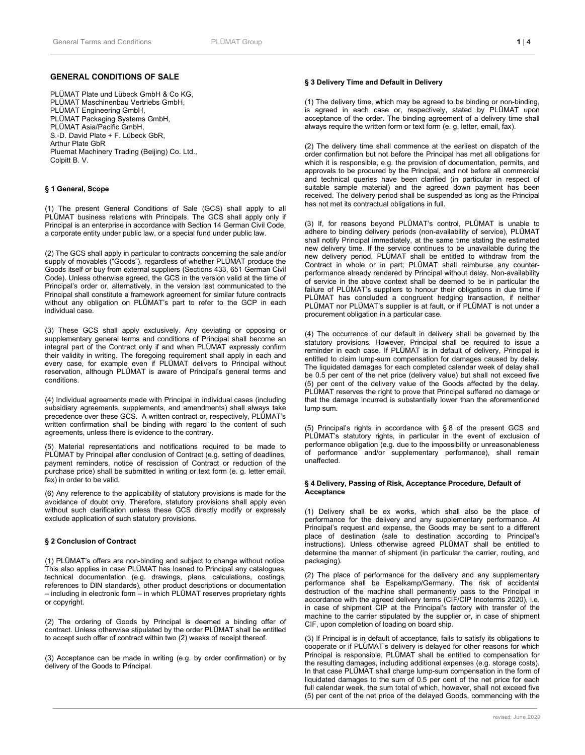## GENERAL CONDITIONS OF SALE

PLÜMAT Plate und Lübeck GmbH & Co KG,
PLÜMAT Maschinenbau Vertriebs GmbH,
PLÜMAT Engineering GmbH,
PLÜMAT Packaging Systems GmbH,
PLÜMAT Asia/Pacific GmbH,
S.-D. David Plate + F. Lübeck GbR,
Arthur Plate GbR
Pluemat Machinery Trading (Beijing) Co. Ltd.,
Colpitt B. V.

### § 1 General, Scope

(1) The present General Conditions of Sale (GCS) shall apply to all PLÜMAT business relations with Principals. The GCS shall apply only if Principal is an enterprise in accordance with Section 14 German Civil Code, a corporate entity under public law, or a special fund under public law.

(2) The GCS shall apply in particular to contracts concerning the sale and/or supply of movables ("Goods"), regardless of whether PLÜMAT produce the Goods itself or buy from external suppliers (Sections 433, 651 German Civil Code). Unless otherwise agreed, the GCS in the version valid at the time of Principal's order or, alternatively, in the version last communicated to the Principal shall constitute a framework agreement for similar future contracts without any obligation on PLÜMAT's part to refer to the GCP in each individual case.

(3) These GCS shall apply exclusively. Any deviating or opposing or supplementary general terms and conditions of Principal shall become an integral part of the Contract only if and when PLÜMAT expressly confirm their validity in writing. The foregoing requirement shall apply in each and every case, for example even if PLÜMAT delivers to Principal without reservation, although PLÜMAT is aware of Principal's general terms and conditions.

(4) Individual agreements made with Principal in individual cases (including subsidiary agreements, supplements, and amendments) shall always take precedence over these GCS. A written contract or, respectively, PLÜMAT's written confirmation shall be binding with regard to the content of such agreements, unless there is evidence to the contrary.

(5) Material representations and notifications required to be made to PLÜMAT by Principal after conclusion of Contract (e.g. setting of deadlines, payment reminders, notice of rescission of Contract or reduction of the purchase price) shall be submitted in writing or text form (e. g. letter email, fax) in order to be valid.

(6) Any reference to the applicability of statutory provisions is made for the avoidance of doubt only. Therefore, statutory provisions shall apply even without such clarification unless these GCS directly modify or expressly exclude application of such statutory provisions.

### § 2 Conclusion of Contract

(1) PLÜMAT's offers are non-binding and subject to change without notice. This also applies in case PLÜMAT has loaned to Principal any catalogues, technical documentation (e.g. drawings, plans, calculations, costings, references to DIN standards), other product descriptions or documentation – including in electronic form – in which PLÜMAT reserves proprietary rights or copyright.

(2) The ordering of Goods by Principal is deemed a binding offer of contract. Unless otherwise stipulated by the order PLÜMAT shall be entitled to accept such offer of contract within two (2) weeks of receipt thereof.

(3) Acceptance can be made in writing (e.g. by order confirmation) or by delivery of the Goods to Principal.

### § 3 Delivery Time and Default in Delivery

(1) The delivery time, which may be agreed to be binding or non-binding, is agreed in each case or, respectively, stated by PLÜMAT upon acceptance of the order. The binding agreement of a delivery time shall always require the written form or text form (e. g. letter, email, fax).

(2) The delivery time shall commence at the earliest on dispatch of the order confirmation but not before the Principal has met all obligations for which it is responsible, e.g. the provision of documentation, permits, and approvals to be procured by the Principal, and not before all commercial and technical queries have been clarified (in particular in respect of suitable sample material) and the agreed down payment has been received. The delivery period shall be suspended as long as the Principal has not met its contractual obligations in full.

(3) If, for reasons beyond PLÜMAT's control, PLÜMAT is unable to adhere to binding delivery periods (non-availability of service), PLÜMAT shall notify Principal immediately, at the same time stating the estimated new delivery time. If the service continues to be unavailable during the new delivery period, PLÜMAT shall be entitled to withdraw from the Contract in whole or in part; PLÜMAT shall reimburse any counter-performance already rendered by Principal without delay. Non-availability of service in the above context shall be deemed to be in particular the failure of PLÜMAT's suppliers to honour their obligations in due time if PLÜMAT has concluded a congruent hedging transaction, if neither PLÜMAT nor PLÜMAT's supplier is at fault, or if PLÜMAT is not under a procurement obligation in a particular case.

(4) The occurrence of our default in delivery shall be governed by the statutory provisions. However, Principal shall be required to issue a reminder in each case. If PLÜMAT is in default of delivery, Principal is entitled to claim lump-sum compensation for damages caused by delay. The liquidated damages for each completed calendar week of delay shall be 0.5 per cent of the net price (delivery value) but shall not exceed five (5) per cent of the delivery value of the Goods affected by the delay. PLÜMAT reserves the right to prove that Principal suffered no damage or that the damage incurred is substantially lower than the aforementioned lump sum.

(5) Principal's rights in accordance with § 8 of the present GCS and PLÜMAT's statutory rights, in particular in the event of exclusion of performance obligation (e.g. due to the impossibility or unreasonableness of performance and/or supplementary performance), shall remain unaffected.

### § 4 Delivery, Passing of Risk, Acceptance Procedure, Default of Acceptance

(1) Delivery shall be ex works, which shall also be the place of performance for the delivery and any supplementary performance. At Principal's request and expense, the Goods may be sent to a different place of destination (sale to destination according to Principal's instructions). Unless otherwise agreed PLÜMAT shall be entitled to determine the manner of shipment (in particular the carrier, routing, and packaging).

(2) The place of performance for the delivery and any supplementary performance shall be Espelkamp/Germany. The risk of accidental destruction of the machine shall permanently pass to the Principal in accordance with the agreed delivery terms (CIF/CIP Incoterms 2020), i.e. in case of shipment CIP at the Principal's factory with transfer of the machine to the carrier stipulated by the supplier or, in case of shipment CIF, upon completion of loading on board ship.

(3) If Principal is in default of acceptance, fails to satisfy its obligations to cooperate or if PLÜMAT's delivery is delayed for other reasons for which Principal is responsible, PLÜMAT shall be entitled to compensation for the resulting damages, including additional expenses (e.g. storage costs). In that case PLÜMAT shall charge lump-sum compensation in the form of liquidated damages to the sum of 0.5 per cent of the net price for each full calendar week, the sum total of which, however, shall not exceed five (5) per cent of the net price of the delayed Goods, commencing with the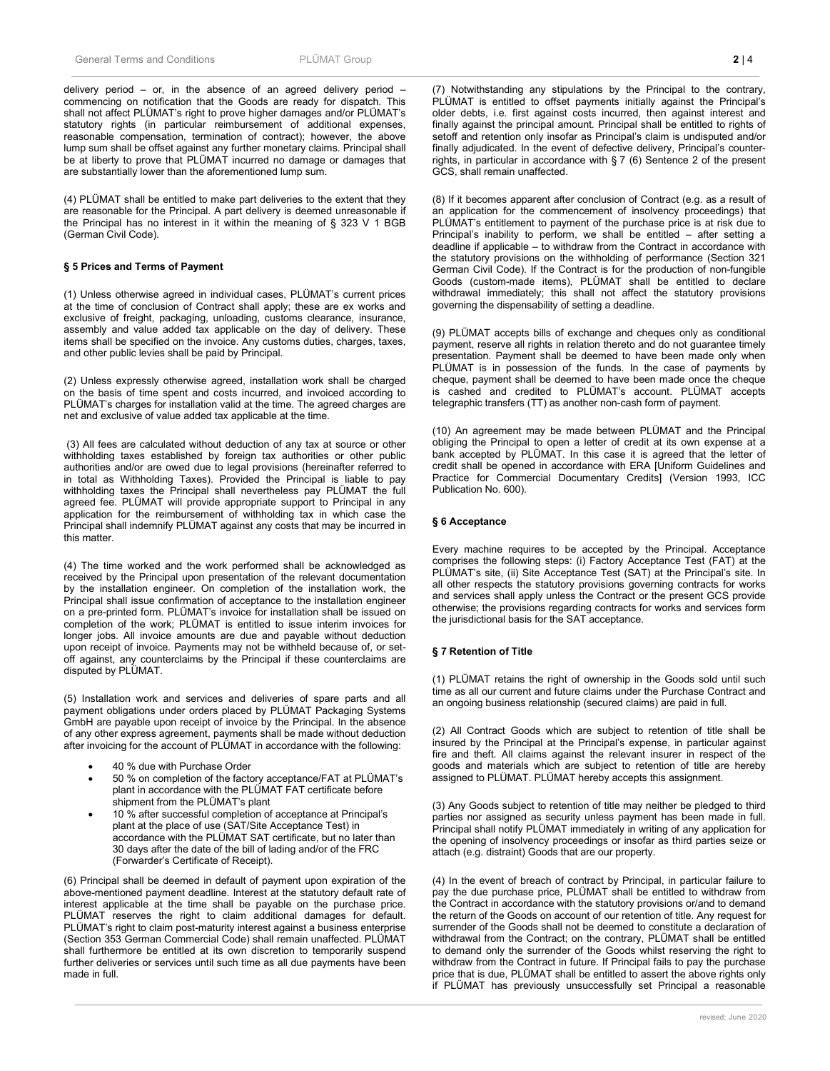delivery period – or, in the absence of an agreed delivery period – commencing on notification that the Goods are ready for dispatch. This shall not affect PLÜMAT's right to prove higher damages and/or PLÜMAT's statutory rights (in particular reimbursement of additional expenses, reasonable compensation, termination of contract); however, the above lump sum shall be offset against any further monetary claims. Principal shall be at liberty to prove that PLÜMAT incurred no damage or damages that are substantially lower than the aforementioned lump sum.

(4) PLÜMAT shall be entitled to make part deliveries to the extent that they are reasonable for the Principal. A part delivery is deemed unreasonable if the Principal has no interest in it within the meaning of § 323 V 1 BGB (German Civil Code).

#### § 5 Prices and Terms of Payment

(1) Unless otherwise agreed in individual cases, PLÜMAT's current prices at the time of conclusion of Contract shall apply; these are ex works and exclusive of freight, packaging, unloading, customs clearance, insurance, assembly and value added tax applicable on the day of delivery. These items shall be specified on the invoice. Any customs duties, charges, taxes, and other public levies shall be paid by Principal.

(2) Unless expressly otherwise agreed, installation work shall be charged on the basis of time spent and costs incurred, and invoiced according to PLÜMAT's charges for installation valid at the time. The agreed charges are net and exclusive of value added tax applicable at the time.

(3) All fees are calculated without deduction of any tax at source or other withholding taxes established by foreign tax authorities or other public authorities and/or are owed due to legal provisions (hereinafter referred to in total as Withholding Taxes). Provided the Principal is liable to pay withholding taxes the Principal shall nevertheless pay PLÜMAT the full agreed fee. PLÜMAT will provide appropriate support to Principal in any application for the reimbursement of withholding tax in which case the Principal shall indemnify PLÜMAT against any costs that may be incurred in this matter.

(4) The time worked and the work performed shall be acknowledged as received by the Principal upon presentation of the relevant documentation by the installation engineer. On completion of the installation work, the Principal shall issue confirmation of acceptance to the installation engineer on a pre-printed form. PLÜMAT's invoice for installation shall be issued on completion of the work; PLÜMAT is entitled to issue interim invoices for longer jobs. All invoice amounts are due and payable without deduction upon receipt of invoice. Payments may not be withheld because of, or set-off against, any counterclaims by the Principal if these counterclaims are disputed by PLÜMAT.

(5) Installation work and services and deliveries of spare parts and all payment obligations under orders placed by PLÜMAT Packaging Systems GmbH are payable upon receipt of invoice by the Principal. In the absence of any other express agreement, payments shall be made without deduction after invoicing for the account of PLÜMAT in accordance with the following:

- 40 % due with Purchase Order
- 50 % on completion of the factory acceptance/FAT at PLÜMAT's plant in accordance with the PLÜMAT FAT certificate before shipment from the PLÜMAT's plant
- 10 % after successful completion of acceptance at Principal's plant at the place of use (SAT/Site Acceptance Test) in accordance with the PLÜMAT SAT certificate, but no later than 30 days after the date of the bill of lading and/or of the FRC (Forwarder's Certificate of Receipt).

(6) Principal shall be deemed in default of payment upon expiration of the above-mentioned payment deadline. Interest at the statutory default rate of interest applicable at the time shall be payable on the purchase price. PLÜMAT reserves the right to claim additional damages for default. PLÜMAT's right to claim post-maturity interest against a business enterprise (Section 353 German Commercial Code) shall remain unaffected. PLÜMAT shall furthermore be entitled at its own discretion to temporarily suspend further deliveries or services until such time as all due payments have been made in full.

(7) Notwithstanding any stipulations by the Principal to the contrary, PLÜMAT is entitled to offset payments initially against the Principal's older debts, i.e. first against costs incurred, then against interest and finally against the principal amount. Principal shall be entitled to rights of setoff and retention only insofar as Principal's claim is undisputed and/or finally adjudicated. In the event of defective delivery, Principal's counter-rights, in particular in accordance with § 7 (6) Sentence 2 of the present GCS, shall remain unaffected.

(8) If it becomes apparent after conclusion of Contract (e.g. as a result of an application for the commencement of insolvency proceedings) that PLÜMAT's entitlement to payment of the purchase price is at risk due to Principal's inability to perform, we shall be entitled – after setting a deadline if applicable – to withdraw from the Contract in accordance with the statutory provisions on the withholding of performance (Section 321 German Civil Code). If the Contract is for the production of non-fungible Goods (custom-made items), PLÜMAT shall be entitled to declare withdrawal immediately; this shall not affect the statutory provisions governing the dispensability of setting a deadline.

(9) PLÜMAT accepts bills of exchange and cheques only as conditional payment, reserve all rights in relation thereto and do not guarantee timely presentation. Payment shall be deemed to have been made only when PLÜMAT is in possession of the funds. In the case of payments by cheque, payment shall be deemed to have been made once the cheque is cashed and credited to PLÜMAT's account. PLÜMAT accepts telegraphic transfers (TT) as another non-cash form of payment.

(10) An agreement may be made between PLÜMAT and the Principal obliging the Principal to open a letter of credit at its own expense at a bank accepted by PLÜMAT. In this case it is agreed that the letter of credit shall be opened in accordance with ERA [Uniform Guidelines and Practice for Commercial Documentary Credits] (Version 1993, ICC Publication No. 600).

#### § 6 Acceptance

Every machine requires to be accepted by the Principal. Acceptance comprises the following steps: (i) Factory Acceptance Test (FAT) at the PLÜMAT's site, (ii) Site Acceptance Test (SAT) at the Principal's site. In all other respects the statutory provisions governing contracts for works and services shall apply unless the Contract or the present GCS provide otherwise; the provisions regarding contracts for works and services form the jurisdictional basis for the SAT acceptance.

#### § 7 Retention of Title

(1) PLÜMAT retains the right of ownership in the Goods sold until such time as all our current and future claims under the Purchase Contract and an ongoing business relationship (secured claims) are paid in full.

(2) All Contract Goods which are subject to retention of title shall be insured by the Principal at the Principal's expense, in particular against fire and theft. All claims against the relevant insurer in respect of the goods and materials which are subject to retention of title are hereby assigned to PLÜMAT. PLÜMAT hereby accepts this assignment.

(3) Any Goods subject to retention of title may neither be pledged to third parties nor assigned as security unless payment has been made in full. Principal shall notify PLÜMAT immediately in writing of any application for the opening of insolvency proceedings or insofar as third parties seize or attach (e.g. distraint) Goods that are our property.

(4) In the event of breach of contract by Principal, in particular failure to pay the due purchase price, PLÜMAT shall be entitled to withdraw from the Contract in accordance with the statutory provisions or/and to demand the return of the Goods on account of our retention of title. Any request for surrender of the Goods shall not be deemed to constitute a declaration of withdrawal from the Contract; on the contrary, PLÜMAT shall be entitled to demand only the surrender of the Goods whilst reserving the right to withdraw from the Contract in future. If Principal fails to pay the purchase price that is due, PLÜMAT shall be entitled to assert the above rights only if PLÜMAT has previously unsuccessfully set Principal a reasonable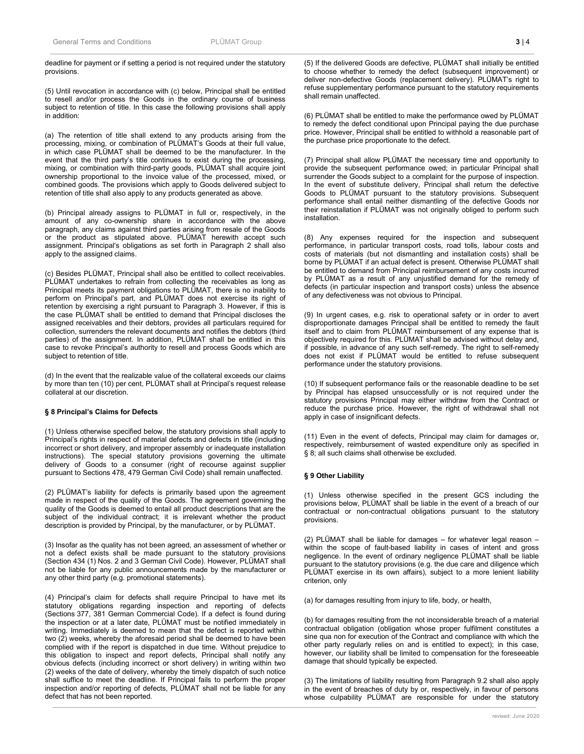deadline for payment or if setting a period is not required under the statutory provisions.

(5) Until revocation in accordance with (c) below, Principal shall be entitled to resell and/or process the Goods in the ordinary course of business subject to retention of title. In this case the following provisions shall apply in addition:

(a) The retention of title shall extend to any products arising from the processing, mixing, or combination of PLÜMAT's Goods at their full value, in which case PLÜMAT shall be deemed to be the manufacturer. In the event that the third party's title continues to exist during the processing, mixing, or combination with third-party goods, PLÜMAT shall acquire joint ownership proportional to the invoice value of the processed, mixed, or combined goods. The provisions which apply to Goods delivered subject to retention of title shall also apply to any products generated as above.

(b) Principal already assigns to PLÜMAT in full or, respectively, in the amount of any co-ownership share in accordance with the above paragraph, any claims against third parties arising from resale of the Goods or the product as stipulated above. PLÜMAT herewith accept such assignment. Principal's obligations as set forth in Paragraph 2 shall also apply to the assigned claims.

(c) Besides PLÜMAT, Principal shall also be entitled to collect receivables. PLÜMAT undertakes to refrain from collecting the receivables as long as Principal meets its payment obligations to PLÜMAT, there is no inability to perform on Principal's part, and PLÜMAT does not exercise its right of retention by exercising a right pursuant to Paragraph 3. However, if this is the case PLÜMAT shall be entitled to demand that Principal discloses the assigned receivables and their debtors, provides all particulars required for collection, surrenders the relevant documents and notifies the debtors (third parties) of the assignment. In addition, PLÜMAT shall be entitled in this case to revoke Principal's authority to resell and process Goods which are subject to retention of title.

(d) In the event that the realizable value of the collateral exceeds our claims by more than ten (10) per cent, PLÜMAT shall at Principal's request release collateral at our discretion.

### § 8 Principal's Claims for Defects

(1) Unless otherwise specified below, the statutory provisions shall apply to Principal's rights in respect of material defects and defects in title (including incorrect or short delivery, and improper assembly or inadequate installation instructions). The special statutory provisions governing the ultimate delivery of Goods to a consumer (right of recourse against supplier pursuant to Sections 478, 479 German Civil Code) shall remain unaffected.

(2) PLÜMAT's liability for defects is primarily based upon the agreement made in respect of the quality of the Goods. The agreement governing the quality of the Goods is deemed to entail all product descriptions that are the subject of the individual contract; it is irrelevant whether the product description is provided by Principal, by the manufacturer, or by PLÜMAT.

(3) Insofar as the quality has not been agreed, an assessment of whether or not a defect exists shall be made pursuant to the statutory provisions (Section 434 (1) Nos. 2 and 3 German Civil Code). However, PLÜMAT shall not be liable for any public announcements made by the manufacturer or any other third party (e.g. promotional statements).

(4) Principal's claim for defects shall require Principal to have met its statutory obligations regarding inspection and reporting of defects (Sections 377, 381 German Commercial Code). If a defect is found during the inspection or at a later date, PLÜMAT must be notified immediately in writing. Immediately is deemed to mean that the defect is reported within two (2) weeks, whereby the aforesaid period shall be deemed to have been complied with if the report is dispatched in due time. Without prejudice to this obligation to inspect and report defects, Principal shall notify any obvious defects (including incorrect or short delivery) in writing within two (2) weeks of the date of delivery, whereby the timely dispatch of such notice shall suffice to meet the deadline. If Principal fails to perform the proper inspection and/or reporting of defects, PLÜMAT shall not be liable for any defect that has not been reported.

(5) If the delivered Goods are defective, PLÜMAT shall initially be entitled to choose whether to remedy the defect (subsequent improvement) or deliver non-defective Goods (replacement delivery). PLÜMAT's right to refuse supplementary performance pursuant to the statutory requirements shall remain unaffected.

(6) PLÜMAT shall be entitled to make the performance owed by PLÜMAT to remedy the defect conditional upon Principal paying the due purchase price. However, Principal shall be entitled to withhold a reasonable part of the purchase price proportionate to the defect.

(7) Principal shall allow PLÜMAT the necessary time and opportunity to provide the subsequent performance owed; in particular Principal shall surrender the Goods subject to a complaint for the purpose of inspection. In the event of substitute delivery, Principal shall return the defective Goods to PLÜMAT pursuant to the statutory provisions. Subsequent performance shall entail neither dismantling of the defective Goods nor their reinstallation if PLÜMAT was not originally obliged to perform such installation.

(8) Any expenses required for the inspection and subsequent performance, in particular transport costs, road tolls, labour costs and costs of materials (but not dismantling and installation costs) shall be borne by PLÜMAT if an actual defect is present. Otherwise PLÜMAT shall be entitled to demand from Principal reimbursement of any costs incurred by PLÜMAT as a result of any unjustified demand for the remedy of defects (in particular inspection and transport costs) unless the absence of any defectiveness was not obvious to Principal.

(9) In urgent cases, e.g. risk to operational safety or in order to avert disproportionate damages Principal shall be entitled to remedy the fault itself and to claim from PLÜMAT reimbursement of any expense that is objectively required for this. PLÜMAT shall be advised without delay and, if possible, in advance of any such self-remedy. The right to self-remedy does not exist if PLÜMAT would be entitled to refuse subsequent performance under the statutory provisions.

(10) If subsequent performance fails or the reasonable deadline to be set by Principal has elapsed unsuccessfully or is not required under the statutory provisions Principal may either withdraw from the Contract or reduce the purchase price. However, the right of withdrawal shall not apply in case of insignificant defects.

(11) Even in the event of defects, Principal may claim for damages or, respectively, reimbursement of wasted expenditure only as specified in § 8; all such claims shall otherwise be excluded.

### § 9 Other Liability

(1) Unless otherwise specified in the present GCS including the provisions below, PLÜMAT shall be liable in the event of a breach of our contractual or non-contractual obligations pursuant to the statutory provisions.

(2) PLÜMAT shall be liable for damages – for whatever legal reason – within the scope of fault-based liability in cases of intent and gross negligence. In the event of ordinary negligence PLÜMAT shall be liable pursuant to the statutory provisions (e.g. the due care and diligence which PLÜMAT exercise in its own affairs), subject to a more lenient liability criterion, only

(a) for damages resulting from injury to life, body, or health,

(b) for damages resulting from the not inconsiderable breach of a material contractual obligation (obligation whose proper fulfilment constitutes a sine qua non for execution of the Contract and compliance with which the other party regularly relies on and is entitled to expect); in this case, however, our liability shall be limited to compensation for the foreseeable damage that should typically be expected.

(3) The limitations of liability resulting from Paragraph 9.2 shall also apply in the event of breaches of duty by or, respectively, in favour of persons whose culpability PLÜMAT are responsible for under the statutory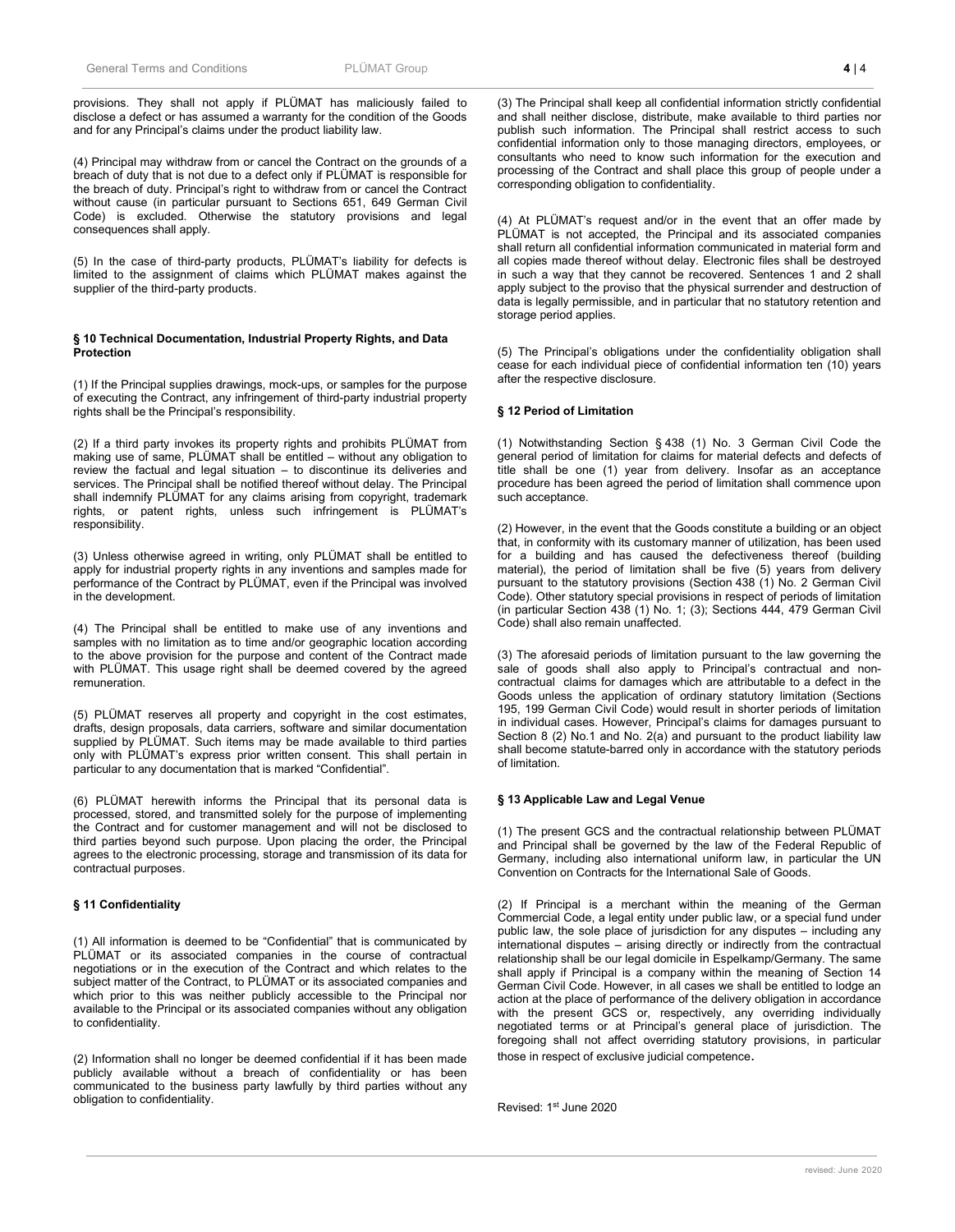provisions. They shall not apply if PLÜMAT has maliciously failed to disclose a defect or has assumed a warranty for the condition of the Goods and for any Principal's claims under the product liability law.

(4) Principal may withdraw from or cancel the Contract on the grounds of a breach of duty that is not due to a defect only if PLÜMAT is responsible for the breach of duty. Principal's right to withdraw from or cancel the Contract without cause (in particular pursuant to Sections 651, 649 German Civil Code) is excluded. Otherwise the statutory provisions and legal consequences shall apply.

(5) In the case of third-party products, PLÜMAT's liability for defects is limited to the assignment of claims which PLÜMAT makes against the supplier of the third-party products.

#### § 10 Technical Documentation, Industrial Property Rights, and Data Protection

(1) If the Principal supplies drawings, mock-ups, or samples for the purpose of executing the Contract, any infringement of third-party industrial property rights shall be the Principal's responsibility.

(2) If a third party invokes its property rights and prohibits PLÜMAT from making use of same, PLÜMAT shall be entitled – without any obligation to review the factual and legal situation – to discontinue its deliveries and services. The Principal shall be notified thereof without delay. The Principal shall indemnify PLÜMAT for any claims arising from copyright, trademark rights, or patent rights, unless such infringement is PLÜMAT's responsibility.

(3) Unless otherwise agreed in writing, only PLÜMAT shall be entitled to apply for industrial property rights in any inventions and samples made for performance of the Contract by PLÜMAT, even if the Principal was involved in the development.

(4) The Principal shall be entitled to make use of any inventions and samples with no limitation as to time and/or geographic location according to the above provision for the purpose and content of the Contract made with PLÜMAT. This usage right shall be deemed covered by the agreed remuneration.

(5) PLÜMAT reserves all property and copyright in the cost estimates, drafts, design proposals, data carriers, software and similar documentation supplied by PLÜMAT. Such items may be made available to third parties only with PLÜMAT's express prior written consent. This shall pertain in particular to any documentation that is marked "Confidential".

(6) PLÜMAT herewith informs the Principal that its personal data is processed, stored, and transmitted solely for the purpose of implementing the Contract and for customer management and will not be disclosed to third parties beyond such purpose. Upon placing the order, the Principal agrees to the electronic processing, storage and transmission of its data for contractual purposes.

#### § 11 Confidentiality

(1) All information is deemed to be "Confidential" that is communicated by PLÜMAT or its associated companies in the course of contractual negotiations or in the execution of the Contract and which relates to the subject matter of the Contract, to PLÜMAT or its associated companies and which prior to this was neither publicly accessible to the Principal nor available to the Principal or its associated companies without any obligation to confidentiality.

(2) Information shall no longer be deemed confidential if it has been made publicly available without a breach of confidentiality or has been communicated to the business party lawfully by third parties without any obligation to confidentiality.

(3) The Principal shall keep all confidential information strictly confidential and shall neither disclose, distribute, make available to third parties nor publish such information. The Principal shall restrict access to such confidential information only to those managing directors, employees, or consultants who need to know such information for the execution and processing of the Contract and shall place this group of people under a corresponding obligation to confidentiality.

(4) At PLÜMAT's request and/or in the event that an offer made by PLÜMAT is not accepted, the Principal and its associated companies shall return all confidential information communicated in material form and all copies made thereof without delay. Electronic files shall be destroyed in such a way that they cannot be recovered. Sentences 1 and 2 shall apply subject to the proviso that the physical surrender and destruction of data is legally permissible, and in particular that no statutory retention and storage period applies.

(5) The Principal's obligations under the confidentiality obligation shall cease for each individual piece of confidential information ten (10) years after the respective disclosure.

#### § 12 Period of Limitation

(1) Notwithstanding Section § 438 (1) No. 3 German Civil Code the general period of limitation for claims for material defects and defects of title shall be one (1) year from delivery. Insofar as an acceptance procedure has been agreed the period of limitation shall commence upon such acceptance.

(2) However, in the event that the Goods constitute a building or an object that, in conformity with its customary manner of utilization, has been used for a building and has caused the defectiveness thereof (building material), the period of limitation shall be five (5) years from delivery pursuant to the statutory provisions (Section 438 (1) No. 2 German Civil Code). Other statutory special provisions in respect of periods of limitation (in particular Section 438 (1) No. 1; (3); Sections 444, 479 German Civil Code) shall also remain unaffected.

(3) The aforesaid periods of limitation pursuant to the law governing the sale of goods shall also apply to Principal's contractual and non-contractual claims for damages which are attributable to a defect in the Goods unless the application of ordinary statutory limitation (Sections 195, 199 German Civil Code) would result in shorter periods of limitation in individual cases. However, Principal's claims for damages pursuant to Section 8 (2) No.1 and No. 2(a) and pursuant to the product liability law shall become statute-barred only in accordance with the statutory periods of limitation.

#### § 13 Applicable Law and Legal Venue

(1) The present GCS and the contractual relationship between PLÜMAT and Principal shall be governed by the law of the Federal Republic of Germany, including also international uniform law, in particular the UN Convention on Contracts for the International Sale of Goods.

(2) If Principal is a merchant within the meaning of the German Commercial Code, a legal entity under public law, or a special fund under public law, the sole place of jurisdiction for any disputes – including any international disputes – arising directly or indirectly from the contractual relationship shall be our legal domicile in Espelkamp/Germany. The same shall apply if Principal is a company within the meaning of Section 14 German Civil Code. However, in all cases we shall be entitled to lodge an action at the place of performance of the delivery obligation in accordance with the present GCS or, respectively, any overriding individually negotiated terms or at Principal's general place of jurisdiction. The foregoing shall not affect overriding statutory provisions, in particular those in respect of exclusive judicial competence.

Revised: 1st June 2020